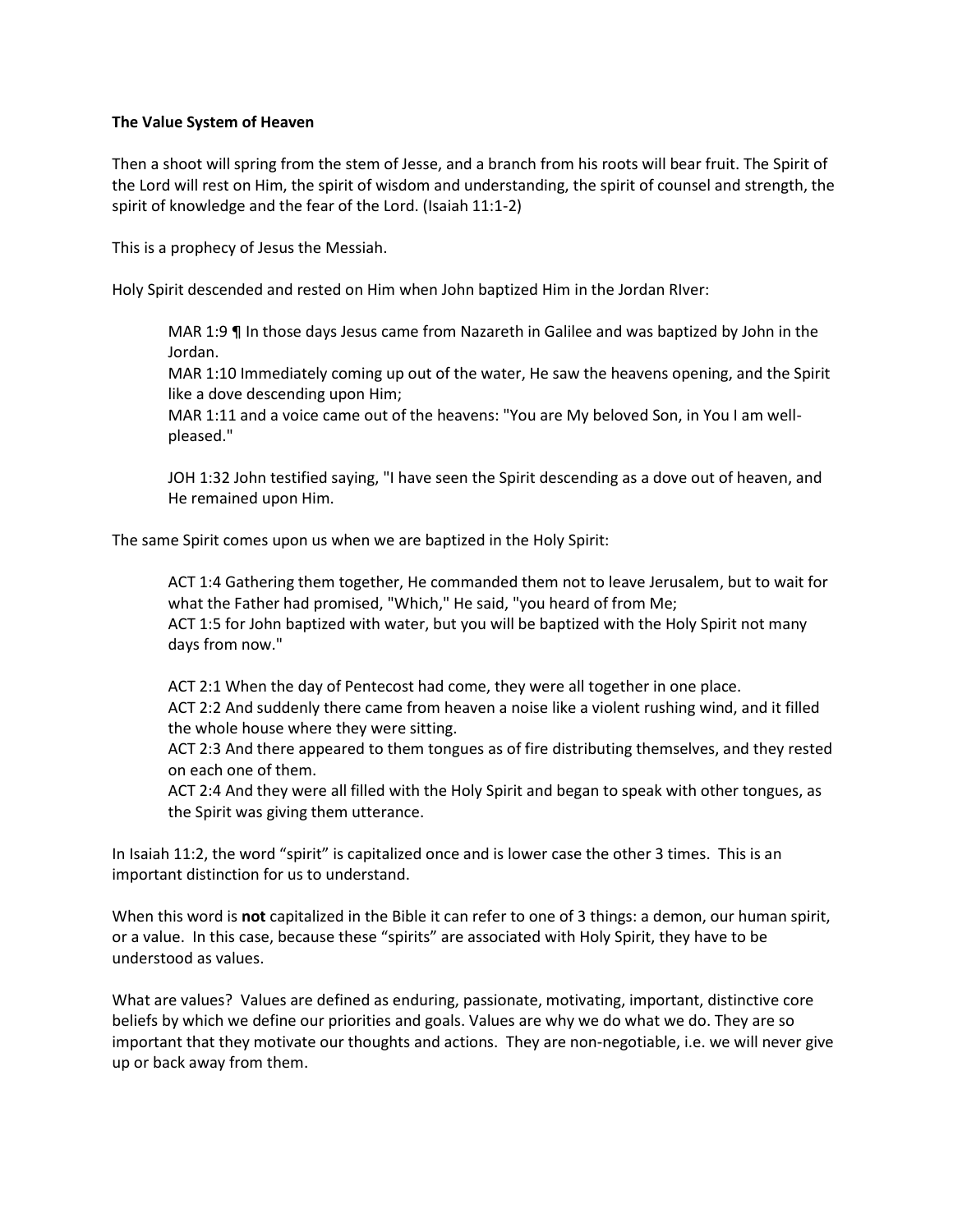**The Value System of Heaven**

Then a shoot will spring from the stem of Jesse, and a branch from his roots will bear fruit. The Spirit of the Lord will rest on Him, the spirit of wisdom and understanding, the spirit of counsel and strength, the spirit of knowledge and the fear of the Lord. (Isaiah 11:1-2)

This is a prophecy of Jesus the Messiah.

Holy Spirit descended and rested on Him when John baptized Him in the Jordan RIver:

> MAR 1:9 ¶ In those days Jesus came from Nazareth in Galilee and was baptized by John in the Jordan.
> MAR 1:10 Immediately coming up out of the water, He saw the heavens opening, and the Spirit like a dove descending upon Him;
> MAR 1:11 and a voice came out of the heavens: "You are My beloved Son, in You I am well-pleased."
>
> JOH 1:32 John testified saying, "I have seen the Spirit descending as a dove out of heaven, and He remained upon Him.

The same Spirit comes upon us when we are baptized in the Holy Spirit:

> ACT 1:4 Gathering them together, He commanded them not to leave Jerusalem, but to wait for what the Father had promised, "Which," He said, "you heard of from Me;
> ACT 1:5 for John baptized with water, but you will be baptized with the Holy Spirit not many days from now."
>
> ACT 2:1 When the day of Pentecost had come, they were all together in one place.
> ACT 2:2 And suddenly there came from heaven a noise like a violent rushing wind, and it filled the whole house where they were sitting.
> ACT 2:3 And there appeared to them tongues as of fire distributing themselves, and they rested on each one of them.
> ACT 2:4 And they were all filled with the Holy Spirit and began to speak with other tongues, as the Spirit was giving them utterance.

In Isaiah 11:2, the word "spirit" is capitalized once and is lower case the other 3 times. This is an important distinction for us to understand.

When this word is **not** capitalized in the Bible it can refer to one of 3 things: a demon, our human spirit, or a value. In this case, because these "spirits" are associated with Holy Spirit, they have to be understood as values.

What are values? Values are defined as enduring, passionate, motivating, important, distinctive core beliefs by which we define our priorities and goals. Values are why we do what we do. They are so important that they motivate our thoughts and actions. They are non-negotiable, i.e. we will never give up or back away from them.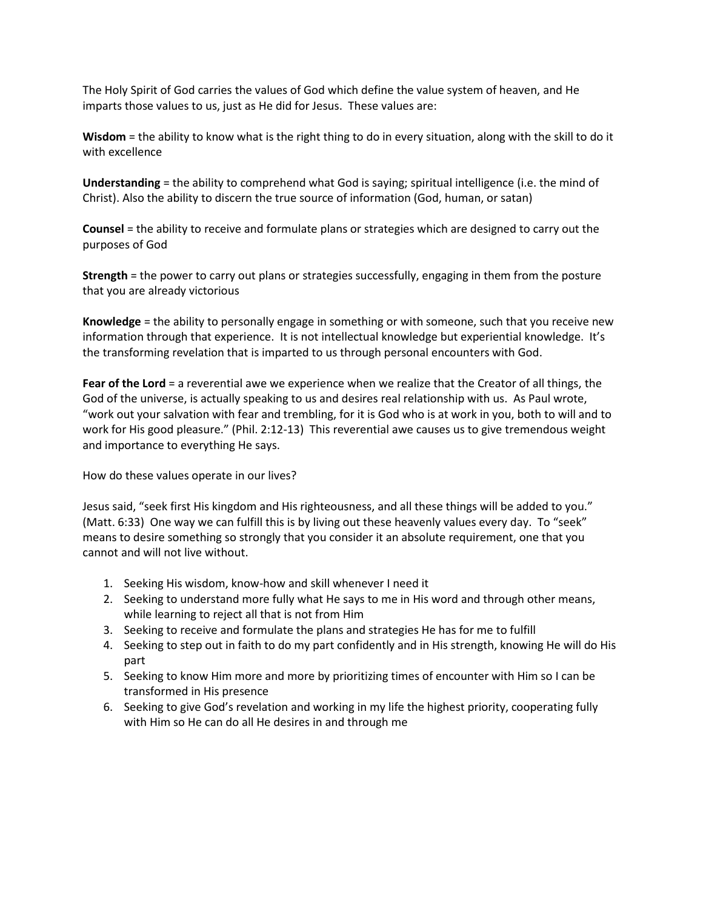The Holy Spirit of God carries the values of God which define the value system of heaven, and He imparts those values to us, just as He did for Jesus. These values are:

**Wisdom** = the ability to know what is the right thing to do in every situation, along with the skill to do it with excellence

**Understanding** = the ability to comprehend what God is saying; spiritual intelligence (i.e. the mind of Christ). Also the ability to discern the true source of information (God, human, or satan)

**Counsel** = the ability to receive and formulate plans or strategies which are designed to carry out the purposes of God

**Strength** = the power to carry out plans or strategies successfully, engaging in them from the posture that you are already victorious

**Knowledge** = the ability to personally engage in something or with someone, such that you receive new information through that experience. It is not intellectual knowledge but experiential knowledge. It's the transforming revelation that is imparted to us through personal encounters with God.

**Fear of the Lord** = a reverential awe we experience when we realize that the Creator of all things, the God of the universe, is actually speaking to us and desires real relationship with us. As Paul wrote, "work out your salvation with fear and trembling, for it is God who is at work in you, both to will and to work for His good pleasure." (Phil. 2:12-13) This reverential awe causes us to give tremendous weight and importance to everything He says.

How do these values operate in our lives?

Jesus said, "seek first His kingdom and His righteousness, and all these things will be added to you." (Matt. 6:33) One way we can fulfill this is by living out these heavenly values every day. To "seek" means to desire something so strongly that you consider it an absolute requirement, one that you cannot and will not live without.

1. Seeking His wisdom, know-how and skill whenever I need it
2. Seeking to understand more fully what He says to me in His word and through other means, while learning to reject all that is not from Him
3. Seeking to receive and formulate the plans and strategies He has for me to fulfill
4. Seeking to step out in faith to do my part confidently and in His strength, knowing He will do His part
5. Seeking to know Him more and more by prioritizing times of encounter with Him so I can be transformed in His presence
6. Seeking to give God's revelation and working in my life the highest priority, cooperating fully with Him so He can do all He desires in and through me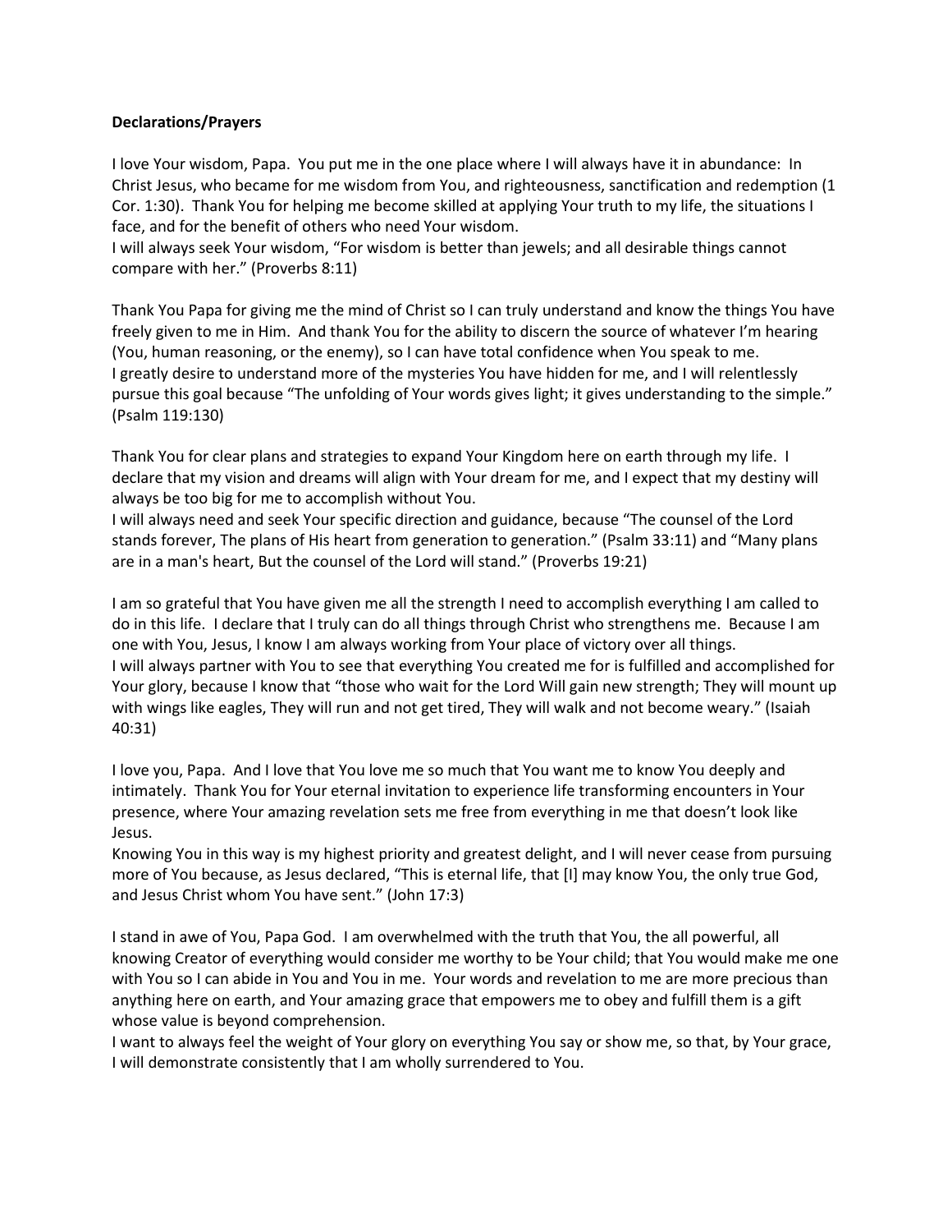**Declarations/Prayers**

I love Your wisdom, Papa. You put me in the one place where I will always have it in abundance: In Christ Jesus, who became for me wisdom from You, and righteousness, sanctification and redemption (1 Cor. 1:30). Thank You for helping me become skilled at applying Your truth to my life, the situations I face, and for the benefit of others who need Your wisdom.
I will always seek Your wisdom, "For wisdom is better than jewels; and all desirable things cannot compare with her." (Proverbs 8:11)

Thank You Papa for giving me the mind of Christ so I can truly understand and know the things You have freely given to me in Him. And thank You for the ability to discern the source of whatever I'm hearing (You, human reasoning, or the enemy), so I can have total confidence when You speak to me.
I greatly desire to understand more of the mysteries You have hidden for me, and I will relentlessly pursue this goal because "The unfolding of Your words gives light; it gives understanding to the simple." (Psalm 119:130)

Thank You for clear plans and strategies to expand Your Kingdom here on earth through my life. I declare that my vision and dreams will align with Your dream for me, and I expect that my destiny will always be too big for me to accomplish without You.
I will always need and seek Your specific direction and guidance, because "The counsel of the Lord stands forever, The plans of His heart from generation to generation." (Psalm 33:11) and "Many plans are in a man's heart, But the counsel of the Lord will stand." (Proverbs 19:21)

I am so grateful that You have given me all the strength I need to accomplish everything I am called to do in this life. I declare that I truly can do all things through Christ who strengthens me. Because I am one with You, Jesus, I know I am always working from Your place of victory over all things.
I will always partner with You to see that everything You created me for is fulfilled and accomplished for Your glory, because I know that "those who wait for the Lord Will gain new strength; They will mount up with wings like eagles, They will run and not get tired, They will walk and not become weary." (Isaiah 40:31)

I love you, Papa. And I love that You love me so much that You want me to know You deeply and intimately. Thank You for Your eternal invitation to experience life transforming encounters in Your presence, where Your amazing revelation sets me free from everything in me that doesn't look like Jesus.
Knowing You in this way is my highest priority and greatest delight, and I will never cease from pursuing more of You because, as Jesus declared, "This is eternal life, that [I] may know You, the only true God, and Jesus Christ whom You have sent." (John 17:3)

I stand in awe of You, Papa God. I am overwhelmed with the truth that You, the all powerful, all knowing Creator of everything would consider me worthy to be Your child; that You would make me one with You so I can abide in You and You in me. Your words and revelation to me are more precious than anything here on earth, and Your amazing grace that empowers me to obey and fulfill them is a gift whose value is beyond comprehension.
I want to always feel the weight of Your glory on everything You say or show me, so that, by Your grace, I will demonstrate consistently that I am wholly surrendered to You.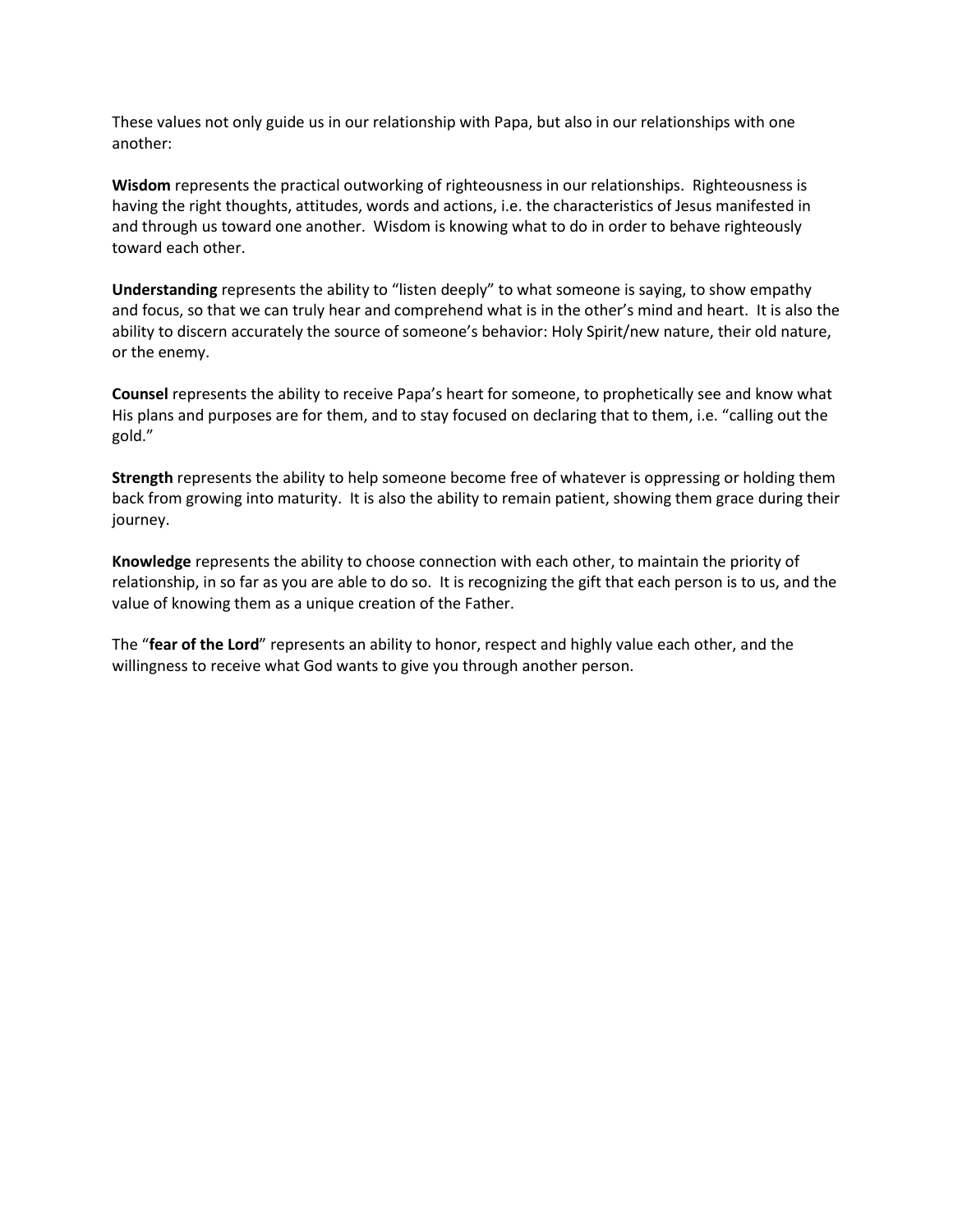These values not only guide us in our relationship with Papa, but also in our relationships with one another:

**Wisdom** represents the practical outworking of righteousness in our relationships. Righteousness is having the right thoughts, attitudes, words and actions, i.e. the characteristics of Jesus manifested in and through us toward one another. Wisdom is knowing what to do in order to behave righteously toward each other.

**Understanding** represents the ability to "listen deeply" to what someone is saying, to show empathy and focus, so that we can truly hear and comprehend what is in the other's mind and heart. It is also the ability to discern accurately the source of someone's behavior: Holy Spirit/new nature, their old nature, or the enemy.

**Counsel** represents the ability to receive Papa's heart for someone, to prophetically see and know what His plans and purposes are for them, and to stay focused on declaring that to them, i.e. "calling out the gold."

**Strength** represents the ability to help someone become free of whatever is oppressing or holding them back from growing into maturity. It is also the ability to remain patient, showing them grace during their journey.

**Knowledge** represents the ability to choose connection with each other, to maintain the priority of relationship, in so far as you are able to do so. It is recognizing the gift that each person is to us, and the value of knowing them as a unique creation of the Father.

The "**fear of the Lord**" represents an ability to honor, respect and highly value each other, and the willingness to receive what God wants to give you through another person.